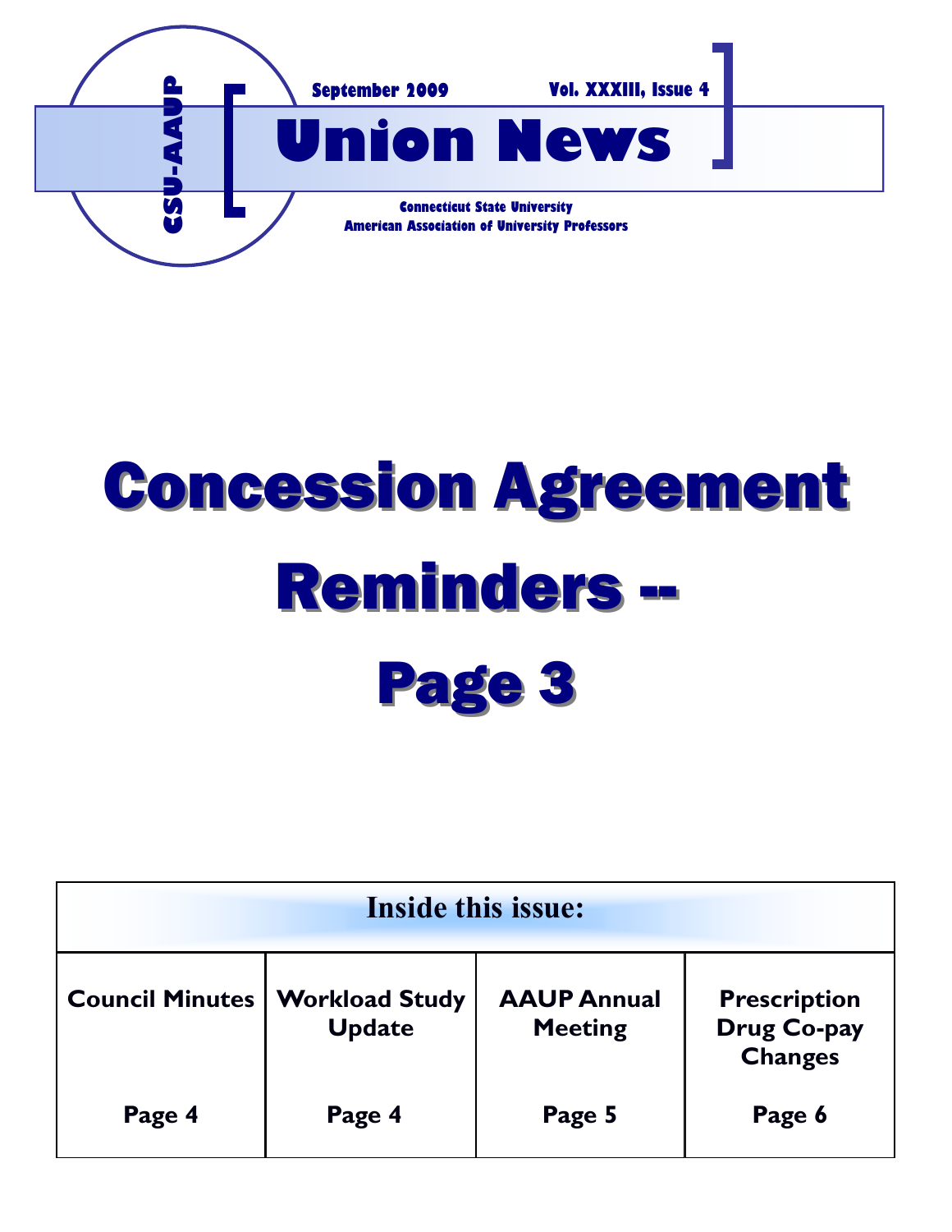CSU-AAUP

September 2009 — Vol. XXXIII, Issue 4

# Union News

**Connecticut State University**
**American Association of University Professors**

# Concession Agreement Reminders -- Page 3

| Inside this issue: | | | |
|---|---|---|---|
| **Council Minutes** | **Workload Study Update** | **AAUP Annual Meeting** | **Prescription Drug Co-pay Changes** |
| **Page 4** | **Page 4** | **Page 5** | **Page 6** |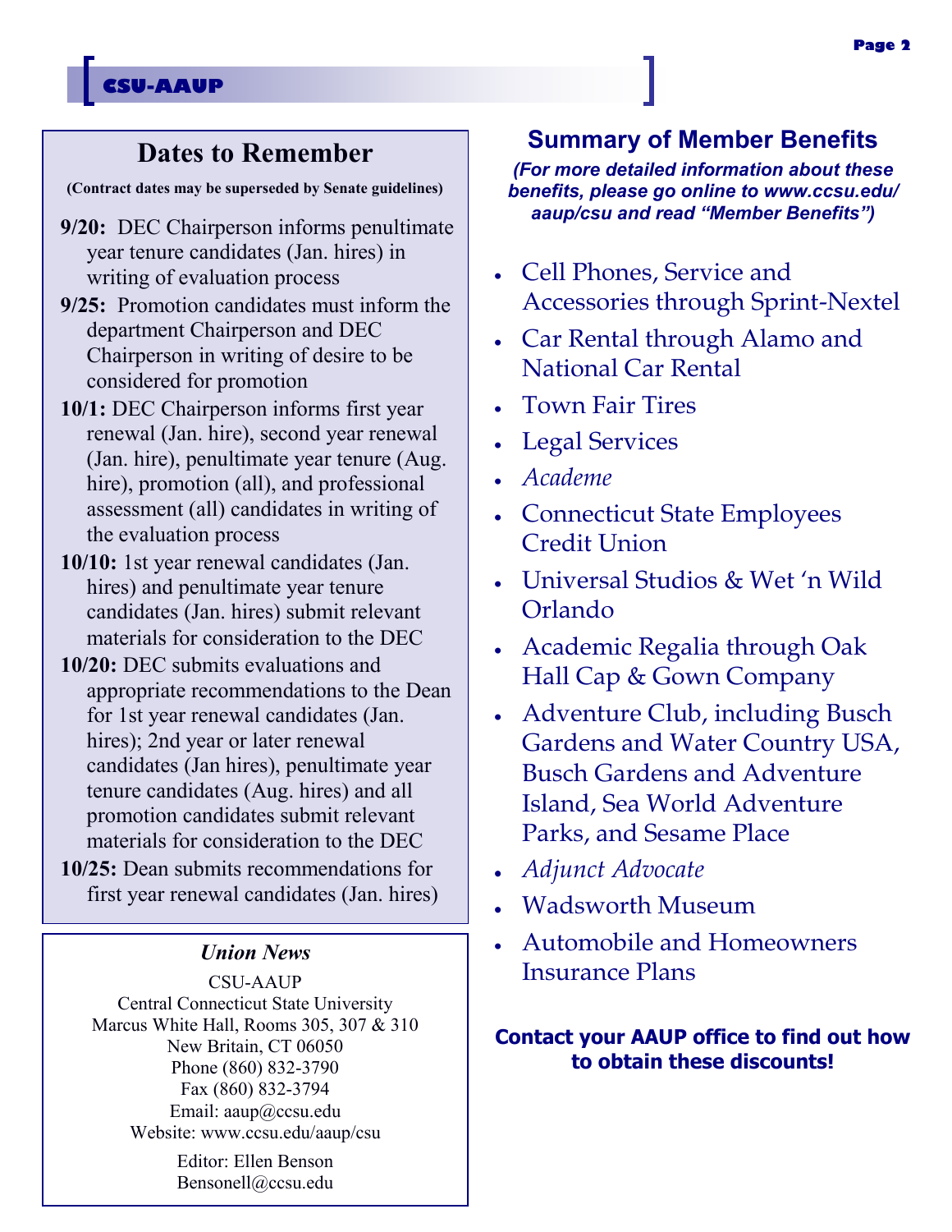## Dates to Remember

**(Contract dates may be superseded by Senate guidelines)**

**9/20:** DEC Chairperson informs penultimate year tenure candidates (Jan. hires) in writing of evaluation process

**9/25:** Promotion candidates must inform the department Chairperson and DEC Chairperson in writing of desire to be considered for promotion

**10/1:** DEC Chairperson informs first year renewal (Jan. hire), second year renewal (Jan. hire), penultimate year tenure (Aug. hire), promotion (all), and professional assessment (all) candidates in writing of the evaluation process

**10/10:** 1st year renewal candidates (Jan. hires) and penultimate year tenure candidates (Jan. hires) submit relevant materials for consideration to the DEC

**10/20:** DEC submits evaluations and appropriate recommendations to the Dean for 1st year renewal candidates (Jan. hires); 2nd year or later renewal candidates (Jan hires), penultimate year tenure candidates (Aug. hires) and all promotion candidates submit relevant materials for consideration to the DEC

**10/25:** Dean submits recommendations for first year renewal candidates (Jan. hires)

*Union News*

CSU-AAUP
Central Connecticut State University
Marcus White Hall, Rooms 305, 307 & 310
New Britain, CT 06050
Phone (860) 832-3790
Fax (860) 832-3794
Email: aaup@ccsu.edu
Website: www.ccsu.edu/aaup/csu

Editor: Ellen Benson
Bensonell@ccsu.edu

## Summary of Member Benefits

***(For more detailed information about these benefits, please go online to www.ccsu.edu/aaup/csu and read "Member Benefits")***

- Cell Phones, Service and Accessories through Sprint-Nextel
- Car Rental through Alamo and National Car Rental
- Town Fair Tires
- Legal Services
- *Academe*
- Connecticut State Employees Credit Union
- Universal Studios & Wet 'n Wild Orlando
- Academic Regalia through Oak Hall Cap & Gown Company
- Adventure Club, including Busch Gardens and Water Country USA, Busch Gardens and Adventure Island, Sea World Adventure Parks, and Sesame Place
- *Adjunct Advocate*
- Wadsworth Museum
- Automobile and Homeowners Insurance Plans

**Contact your AAUP office to find out how to obtain these discounts!**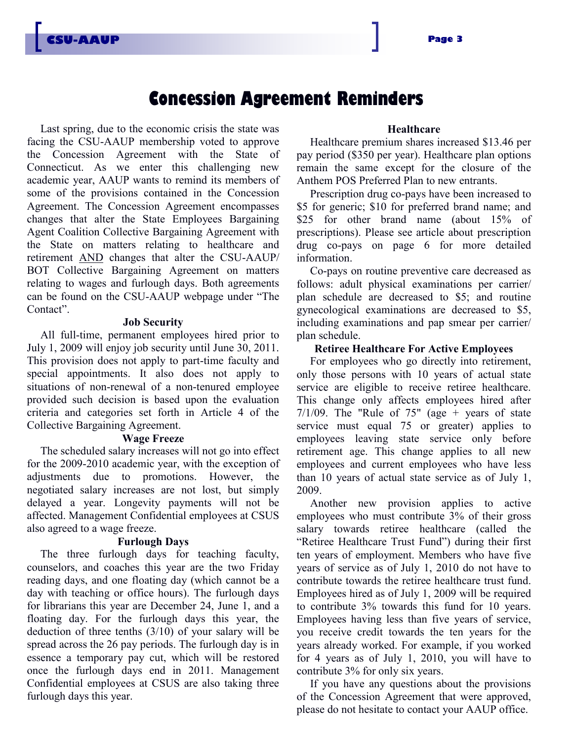# Concession Agreement Reminders

Last spring, due to the economic crisis the state was facing the CSU-AAUP membership voted to approve the Concession Agreement with the State of Connecticut. As we enter this challenging new academic year, AAUP wants to remind its members of some of the provisions contained in the Concession Agreement. The Concession Agreement encompasses changes that alter the State Employees Bargaining Agent Coalition Collective Bargaining Agreement with the State on matters relating to healthcare and retirement <u>AND</u> changes that alter the CSU-AAUP/ BOT Collective Bargaining Agreement on matters relating to wages and furlough days. Both agreements can be found on the CSU-AAUP webpage under "The Contact".

**Job Security**

All full-time, permanent employees hired prior to July 1, 2009 will enjoy job security until June 30, 2011. This provision does not apply to part-time faculty and special appointments. It also does not apply to situations of non-renewal of a non-tenured employee provided such decision is based upon the evaluation criteria and categories set forth in Article 4 of the Collective Bargaining Agreement.

**Wage Freeze**

The scheduled salary increases will not go into effect for the 2009-2010 academic year, with the exception of adjustments due to promotions. However, the negotiated salary increases are not lost, but simply delayed a year. Longevity payments will not be affected. Management Confidential employees at CSUS also agreed to a wage freeze.

**Furlough Days**

The three furlough days for teaching faculty, counselors, and coaches this year are the two Friday reading days, and one floating day (which cannot be a day with teaching or office hours). The furlough days for librarians this year are December 24, June 1, and a floating day. For the furlough days this year, the deduction of three tenths (3/10) of your salary will be spread across the 26 pay periods. The furlough day is in essence a temporary pay cut, which will be restored once the furlough days end in 2011. Management Confidential employees at CSUS are also taking three furlough days this year.

**Healthcare**

Healthcare premium shares increased $13.46 per pay period ($350 per year). Healthcare plan options remain the same except for the closure of the Anthem POS Preferred Plan to new entrants.

Prescription drug co-pays have been increased to $5 for generic; $10 for preferred brand name; and $25 for other brand name (about 15% of prescriptions). Please see article about prescription drug co-pays on page 6 for more detailed information.

Co-pays on routine preventive care decreased as follows: adult physical examinations per carrier/ plan schedule are decreased to $5; and routine gynecological examinations are decreased to $5, including examinations and pap smear per carrier/ plan schedule.

**Retiree Healthcare For Active Employees**

For employees who go directly into retirement, only those persons with 10 years of actual state service are eligible to receive retiree healthcare. This change only affects employees hired after 7/1/09. The "Rule of 75" (age + years of state service must equal 75 or greater) applies to employees leaving state service only before retirement age. This change applies to all new employees and current employees who have less than 10 years of actual state service as of July 1, 2009.

Another new provision applies to active employees who must contribute 3% of their gross salary towards retiree healthcare (called the "Retiree Healthcare Trust Fund") during their first ten years of employment. Members who have five years of service as of July 1, 2010 do not have to contribute towards the retiree healthcare trust fund. Employees hired as of July 1, 2009 will be required to contribute 3% towards this fund for 10 years. Employees having less than five years of service, you receive credit towards the ten years for the years already worked. For example, if you worked for 4 years as of July 1, 2010, you will have to contribute 3% for only six years.

If you have any questions about the provisions of the Concession Agreement that were approved, please do not hesitate to contact your AAUP office.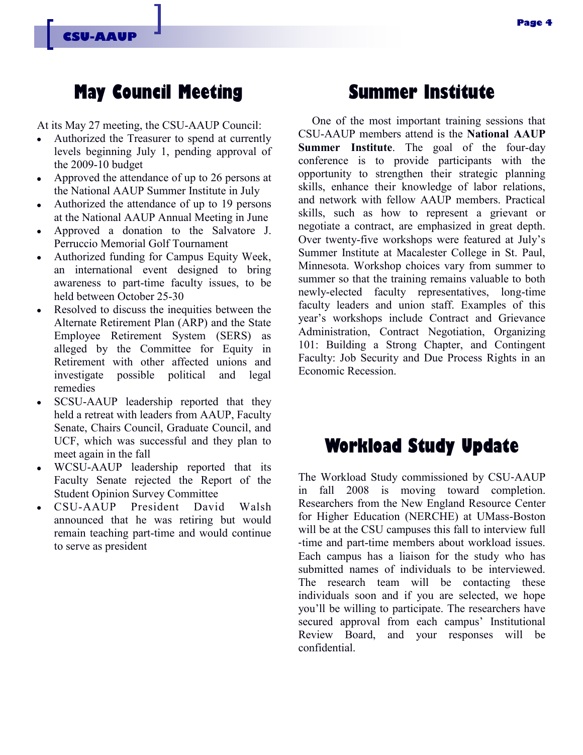## May Council Meeting

At its May 27 meeting, the CSU-AAUP Council:

- Authorized the Treasurer to spend at currently levels beginning July 1, pending approval of the 2009-10 budget
- Approved the attendance of up to 26 persons at the National AAUP Summer Institute in July
- Authorized the attendance of up to 19 persons at the National AAUP Annual Meeting in June
- Approved a donation to the Salvatore J. Perruccio Memorial Golf Tournament
- Authorized funding for Campus Equity Week, an international event designed to bring awareness to part-time faculty issues, to be held between October 25-30
- Resolved to discuss the inequities between the Alternate Retirement Plan (ARP) and the State Employee Retirement System (SERS) as alleged by the Committee for Equity in Retirement with other affected unions and investigate possible political and legal remedies
- SCSU-AAUP leadership reported that they held a retreat with leaders from AAUP, Faculty Senate, Chairs Council, Graduate Council, and UCF, which was successful and they plan to meet again in the fall
- WCSU-AAUP leadership reported that its Faculty Senate rejected the Report of the Student Opinion Survey Committee
- CSU-AAUP President David Walsh announced that he was retiring but would remain teaching part-time and would continue to serve as president

## Summer Institute

One of the most important training sessions that CSU-AAUP members attend is the **National AAUP Summer Institute**. The goal of the four-day conference is to provide participants with the opportunity to strengthen their strategic planning skills, enhance their knowledge of labor relations, and network with fellow AAUP members. Practical skills, such as how to represent a grievant or negotiate a contract, are emphasized in great depth. Over twenty-five workshops were featured at July's Summer Institute at Macalester College in St. Paul, Minnesota. Workshop choices vary from summer to summer so that the training remains valuable to both newly-elected faculty representatives, long-time faculty leaders and union staff. Examples of this year's workshops include Contract and Grievance Administration, Contract Negotiation, Organizing 101: Building a Strong Chapter, and Contingent Faculty: Job Security and Due Process Rights in an Economic Recession.

## Workload Study Update

The Workload Study commissioned by CSU-AAUP in fall 2008 is moving toward completion. Researchers from the New England Resource Center for Higher Education (NERCHE) at UMass-Boston will be at the CSU campuses this fall to interview full -time and part-time members about workload issues. Each campus has a liaison for the study who has submitted names of individuals to be interviewed. The research team will be contacting these individuals soon and if you are selected, we hope you'll be willing to participate. The researchers have secured approval from each campus' Institutional Review Board, and your responses will be confidential.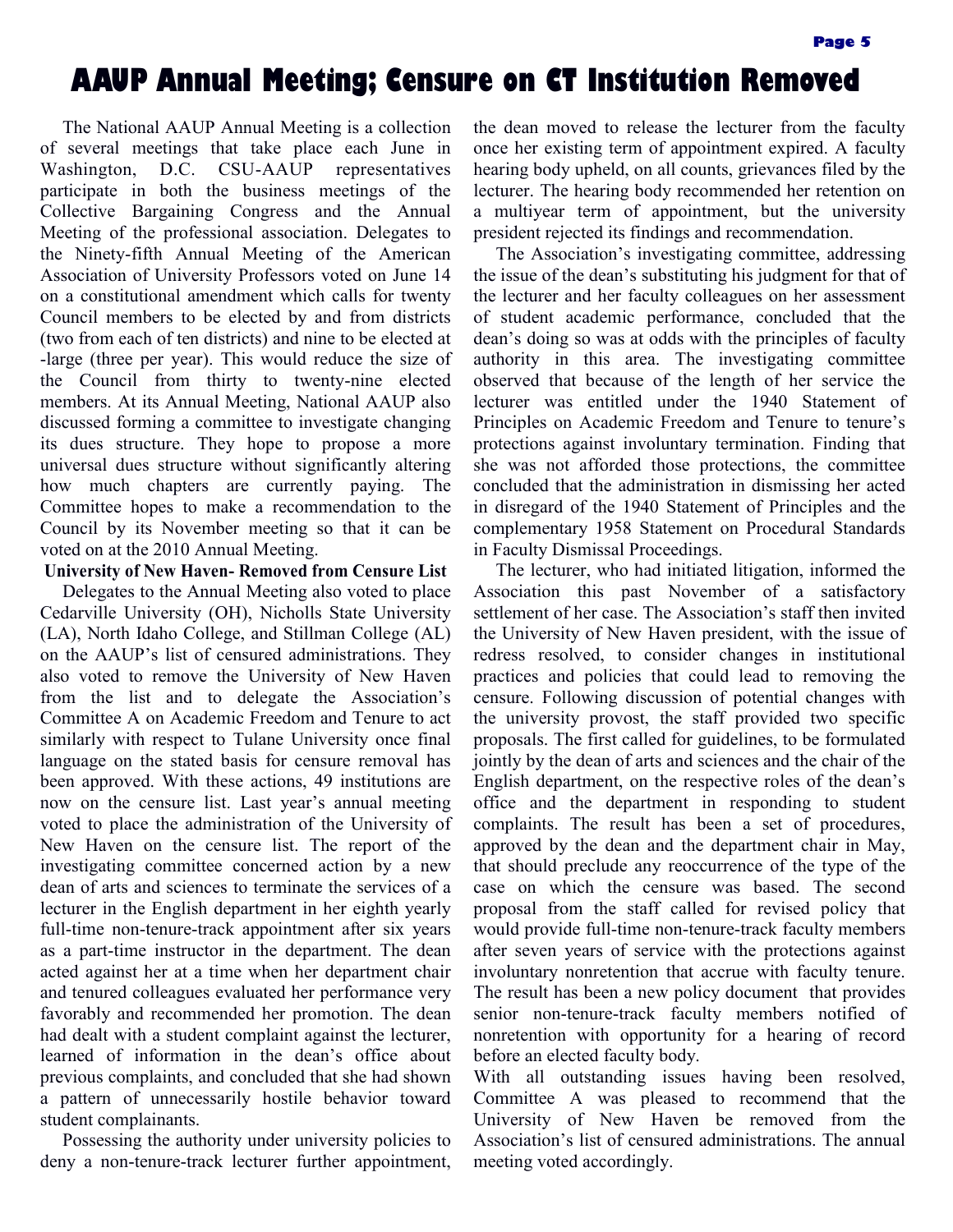# AAUP Annual Meeting; Censure on CT Institution Removed

The National AAUP Annual Meeting is a collection of several meetings that take place each June in Washington, D.C. CSU-AAUP representatives participate in both the business meetings of the Collective Bargaining Congress and the Annual Meeting of the professional association. Delegates to the Ninety-fifth Annual Meeting of the American Association of University Professors voted on June 14 on a constitutional amendment which calls for twenty Council members to be elected by and from districts (two from each of ten districts) and nine to be elected at-large (three per year). This would reduce the size of the Council from thirty to twenty-nine elected members. At its Annual Meeting, National AAUP also discussed forming a committee to investigate changing its dues structure. They hope to propose a more universal dues structure without significantly altering how much chapters are currently paying. The Committee hopes to make a recommendation to the Council by its November meeting so that it can be voted on at the 2010 Annual Meeting.

**University of New Haven- Removed from Censure List**

Delegates to the Annual Meeting also voted to place Cedarville University (OH), Nicholls State University (LA), North Idaho College, and Stillman College (AL) on the AAUP's list of censured administrations. They also voted to remove the University of New Haven from the list and to delegate the Association's Committee A on Academic Freedom and Tenure to act similarly with respect to Tulane University once final language on the stated basis for censure removal has been approved. With these actions, 49 institutions are now on the censure list. Last year's annual meeting voted to place the administration of the University of New Haven on the censure list. The report of the investigating committee concerned action by a new dean of arts and sciences to terminate the services of a lecturer in the English department in her eighth yearly full-time non-tenure-track appointment after six years as a part-time instructor in the department. The dean acted against her at a time when her department chair and tenured colleagues evaluated her performance very favorably and recommended her promotion. The dean had dealt with a student complaint against the lecturer, learned of information in the dean's office about previous complaints, and concluded that she had shown a pattern of unnecessarily hostile behavior toward student complainants.

Possessing the authority under university policies to deny a non-tenure-track lecturer further appointment, the dean moved to release the lecturer from the faculty once her existing term of appointment expired. A faculty hearing body upheld, on all counts, grievances filed by the lecturer. The hearing body recommended her retention on a multiyear term of appointment, but the university president rejected its findings and recommendation.

The Association's investigating committee, addressing the issue of the dean's substituting his judgment for that of the lecturer and her faculty colleagues on her assessment of student academic performance, concluded that the dean's doing so was at odds with the principles of faculty authority in this area. The investigating committee observed that because of the length of her service the lecturer was entitled under the 1940 Statement of Principles on Academic Freedom and Tenure to tenure's protections against involuntary termination. Finding that she was not afforded those protections, the committee concluded that the administration in dismissing her acted in disregard of the 1940 Statement of Principles and the complementary 1958 Statement on Procedural Standards in Faculty Dismissal Proceedings.

The lecturer, who had initiated litigation, informed the Association this past November of a satisfactory settlement of her case. The Association's staff then invited the University of New Haven president, with the issue of redress resolved, to consider changes in institutional practices and policies that could lead to removing the censure. Following discussion of potential changes with the university provost, the staff provided two specific proposals. The first called for guidelines, to be formulated jointly by the dean of arts and sciences and the chair of the English department, on the respective roles of the dean's office and the department in responding to student complaints. The result has been a set of procedures, approved by the dean and the department chair in May, that should preclude any reoccurrence of the type of the case on which the censure was based. The second proposal from the staff called for revised policy that would provide full-time non-tenure-track faculty members after seven years of service with the protections against involuntary nonretention that accrue with faculty tenure. The result has been a new policy document that provides senior non-tenure-track faculty members notified of nonretention with opportunity for a hearing of record before an elected faculty body.

With all outstanding issues having been resolved, Committee A was pleased to recommend that the University of New Haven be removed from the Association's list of censured administrations. The annual meeting voted accordingly.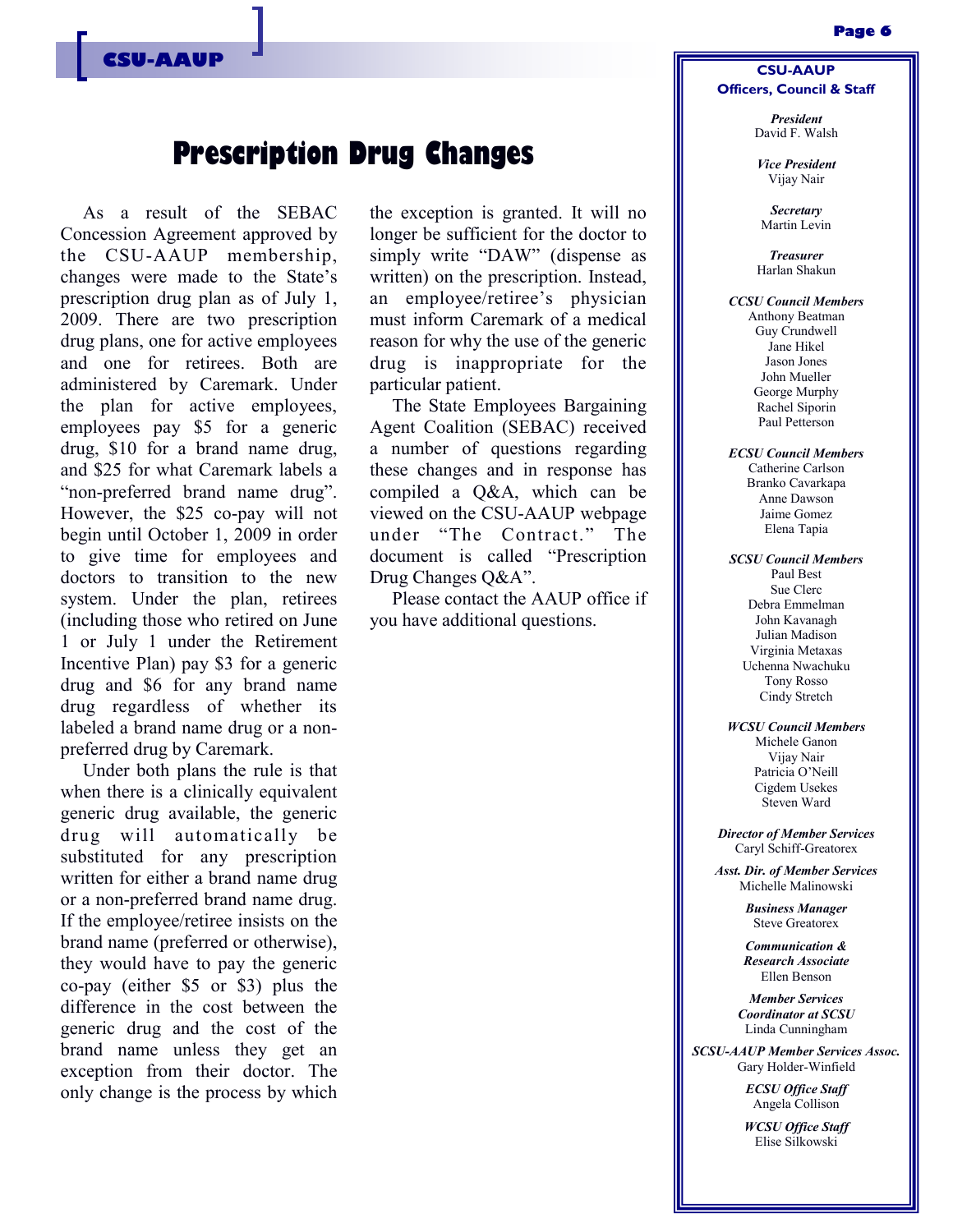# Prescription Drug Changes

As a result of the SEBAC Concession Agreement approved by the CSU-AAUP membership, changes were made to the State's prescription drug plan as of July 1, 2009. There are two prescription drug plans, one for active employees and one for retirees. Both are administered by Caremark. Under the plan for active employees, employees pay $5 for a generic drug, $10 for a brand name drug, and $25 for what Caremark labels a "non-preferred brand name drug". However, the $25 co-pay will not begin until October 1, 2009 in order to give time for employees and doctors to transition to the new system. Under the plan, retirees (including those who retired on June 1 or July 1 under the Retirement Incentive Plan) pay $3 for a generic drug and $6 for any brand name drug regardless of whether its labeled a brand name drug or a non-preferred drug by Caremark.

Under both plans the rule is that when there is a clinically equivalent generic drug available, the generic drug will automatically be substituted for any prescription written for either a brand name drug or a non-preferred brand name drug. If the employee/retiree insists on the brand name (preferred or otherwise), they would have to pay the generic co-pay (either $5 or $3) plus the difference in the cost between the generic drug and the cost of the brand name unless they get an exception from their doctor. The only change is the process by which the exception is granted. It will no longer be sufficient for the doctor to simply write "DAW" (dispense as written) on the prescription. Instead, an employee/retiree's physician must inform Caremark of a medical reason for why the use of the generic drug is inappropriate for the particular patient.

The State Employees Bargaining Agent Coalition (SEBAC) received a number of questions regarding these changes and in response has compiled a Q&A, which can be viewed on the CSU-AAUP webpage under "The Contract." The document is called "Prescription Drug Changes Q&A".

Please contact the AAUP office if you have additional questions.

## CSU-AAUP Officers, Council & Staff

***President***
David F. Walsh

***Vice President***
Vijay Nair

***Secretary***
Martin Levin

***Treasurer***
Harlan Shakun

***CCSU Council Members***
Anthony Beatman
Guy Crundwell
Jane Hikel
Jason Jones
John Mueller
George Murphy
Rachel Siporin
Paul Petterson

***ECSU Council Members***
Catherine Carlson
Branko Cavarkapa
Anne Dawson
Jaime Gomez
Elena Tapia

***SCSU Council Members***
Paul Best
Sue Clerc
Debra Emmelman
John Kavanagh
Julian Madison
Virginia Metaxas
Uchenna Nwachuku
Tony Rosso
Cindy Stretch

***WCSU Council Members***
Michele Ganon
Vijay Nair
Patricia O'Neill
Cigdem Usekes
Steven Ward

***Director of Member Services***
Caryl Schiff-Greatorex

***Asst. Dir. of Member Services***
Michelle Malinowski

***Business Manager***
Steve Greatorex

***Communication & Research Associate***
Ellen Benson

***Member Services Coordinator at SCSU***
Linda Cunningham

***SCSU-AAUP Member Services Assoc.***
Gary Holder-Winfield

***ECSU Office Staff***
Angela Collison

***WCSU Office Staff***
Elise Silkowski